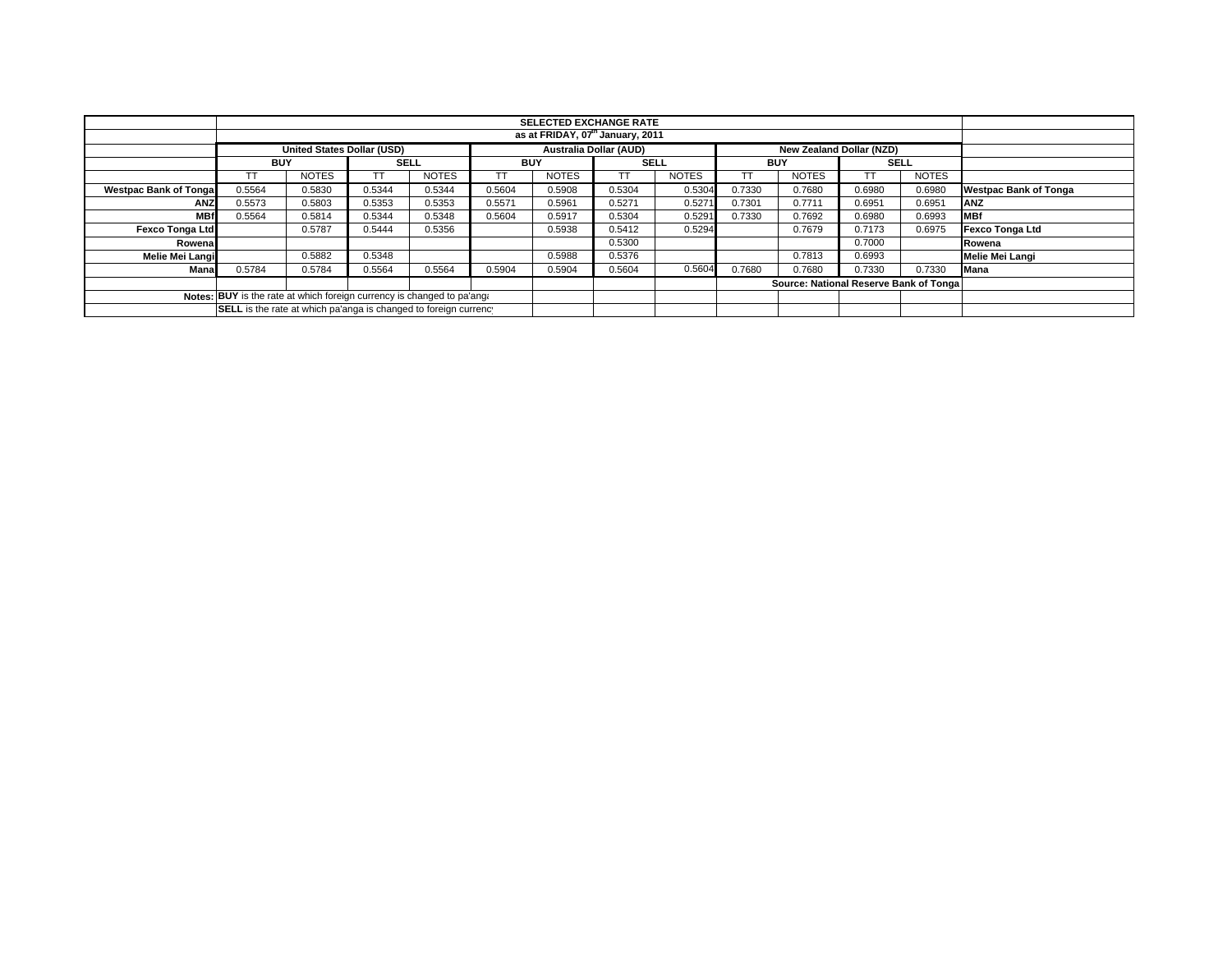| | SELECTED EXCHANGE RATE | | | | | | | | | | | | |
|---|---|---|---|---|---|---|---|---|---|---|---|---|---|
| | as at FRIDAY, 07th January, 2011 | | | | | | | | | | | | |
| | United States Dollar (USD) | | | | Australia Dollar (AUD) | | | | New Zealand Dollar (NZD) | | | | |
| | BUY | | SELL | | BUY | | SELL | | BUY | | SELL | | |
| | TT | NOTES | TT | NOTES | TT | NOTES | TT | NOTES | TT | NOTES | TT | NOTES | |
| **Westpac Bank of Tonga** | 0.5564 | 0.5830 | 0.5344 | 0.5344 | 0.5604 | 0.5908 | 0.5304 | 0.5304 | 0.7330 | 0.7680 | 0.6980 | 0.6980 | **Westpac Bank of Tonga** |
| **ANZ** | 0.5573 | 0.5803 | 0.5353 | 0.5353 | 0.5571 | 0.5961 | 0.5271 | 0.5271 | 0.7301 | 0.7711 | 0.6951 | 0.6951 | **ANZ** |
| **MBf** | 0.5564 | 0.5814 | 0.5344 | 0.5348 | 0.5604 | 0.5917 | 0.5304 | 0.5291 | 0.7330 | 0.7692 | 0.6980 | 0.6993 | **MBf** |
| **Fexco Tonga Ltd** | | 0.5787 | 0.5444 | 0.5356 | | 0.5938 | 0.5412 | 0.5294 | | 0.7679 | 0.7173 | 0.6975 | **Fexco Tonga Ltd** |
| **Rowena** | | | | | | | 0.5300 | | | | 0.7000 | | **Rowena** |
| **Melie Mei Langi** | | 0.5882 | 0.5348 | | | 0.5988 | 0.5376 | | | 0.7813 | 0.6993 | | **Melie Mei Langi** |
| **Mana** | 0.5784 | 0.5784 | 0.5564 | 0.5564 | 0.5904 | 0.5904 | 0.5604 | 0.5604 | 0.7680 | 0.7680 | 0.7330 | 0.7330 | **Mana** |
| | | | | | | | | | **Source: National Reserve Bank of Tonga** | | | | |
| **Notes:** | **BUY** is the rate at which foreign currency is changed to pa'anga | | | | | | | | | | | | |
| | **SELL** is the rate at which pa'anga is changed to foreign currency | | | | | | | | | | | | |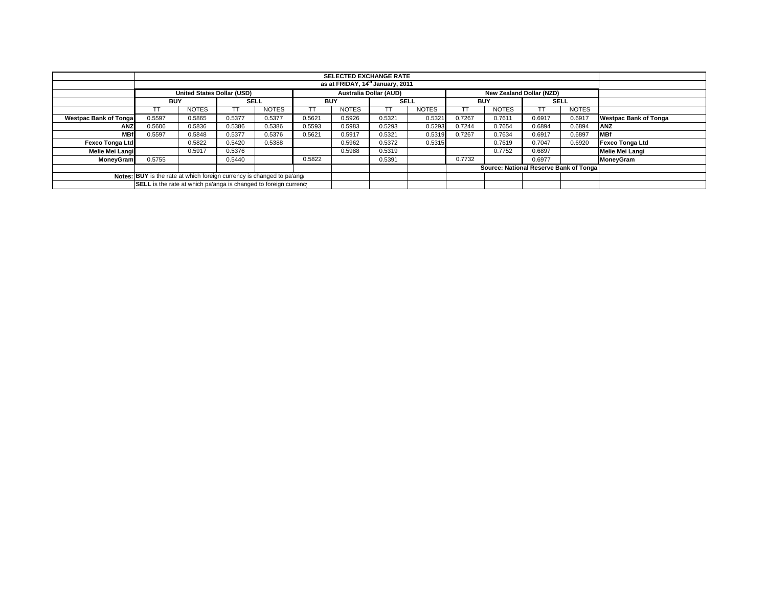| | SELECTED EXCHANGE RATE | | | | | | | | | | | | |
|---|---|---|---|---|---|---|---|---|---|---|---|---|---|
| | as at FRIDAY, 14th January, 2011 | | | | | | | | | | | | |
| | United States Dollar (USD) | | | | Australia Dollar (AUD) | | | | New Zealand Dollar (NZD) | | | | |
| | BUY | | SELL | | BUY | | SELL | | BUY | | SELL | | |
| | TT | NOTES | TT | NOTES | TT | NOTES | TT | NOTES | TT | NOTES | TT | NOTES | |
| Westpac Bank of Tonga | 0.5597 | 0.5865 | 0.5377 | 0.5377 | 0.5621 | 0.5926 | 0.5321 | 0.5321 | 0.7267 | 0.7611 | 0.6917 | 0.6917 | Westpac Bank of Tonga |
| ANZ | 0.5606 | 0.5836 | 0.5386 | 0.5386 | 0.5593 | 0.5983 | 0.5293 | 0.5293 | 0.7244 | 0.7654 | 0.6894 | 0.6894 | ANZ |
| MBf | 0.5597 | 0.5848 | 0.5377 | 0.5376 | 0.5621 | 0.5917 | 0.5321 | 0.5319 | 0.7267 | 0.7634 | 0.6917 | 0.6897 | MBf |
| Fexco Tonga Ltd | | 0.5822 | 0.5420 | 0.5388 | | 0.5962 | 0.5372 | 0.5315 | | 0.7619 | 0.7047 | 0.6920 | Fexco Tonga Ltd |
| Melie Mei Langi | | 0.5917 | 0.5376 | | | 0.5988 | 0.5319 | | | 0.7752 | 0.6897 | | Melie Mei Langi |
| MoneyGram | 0.5755 | | 0.5440 | | 0.5822 | | 0.5391 | | 0.7732 | | 0.6977 | | MoneyGram |
| | | | | | | | | | Source: National Reserve Bank of Tonga | | | | |
| Notes: | BUY is the rate at which foreign currency is changed to pa'anga | | | | | | | | | | | | |
| | SELL is the rate at which pa'anga is changed to foreign currency | | | | | | | | | | | | |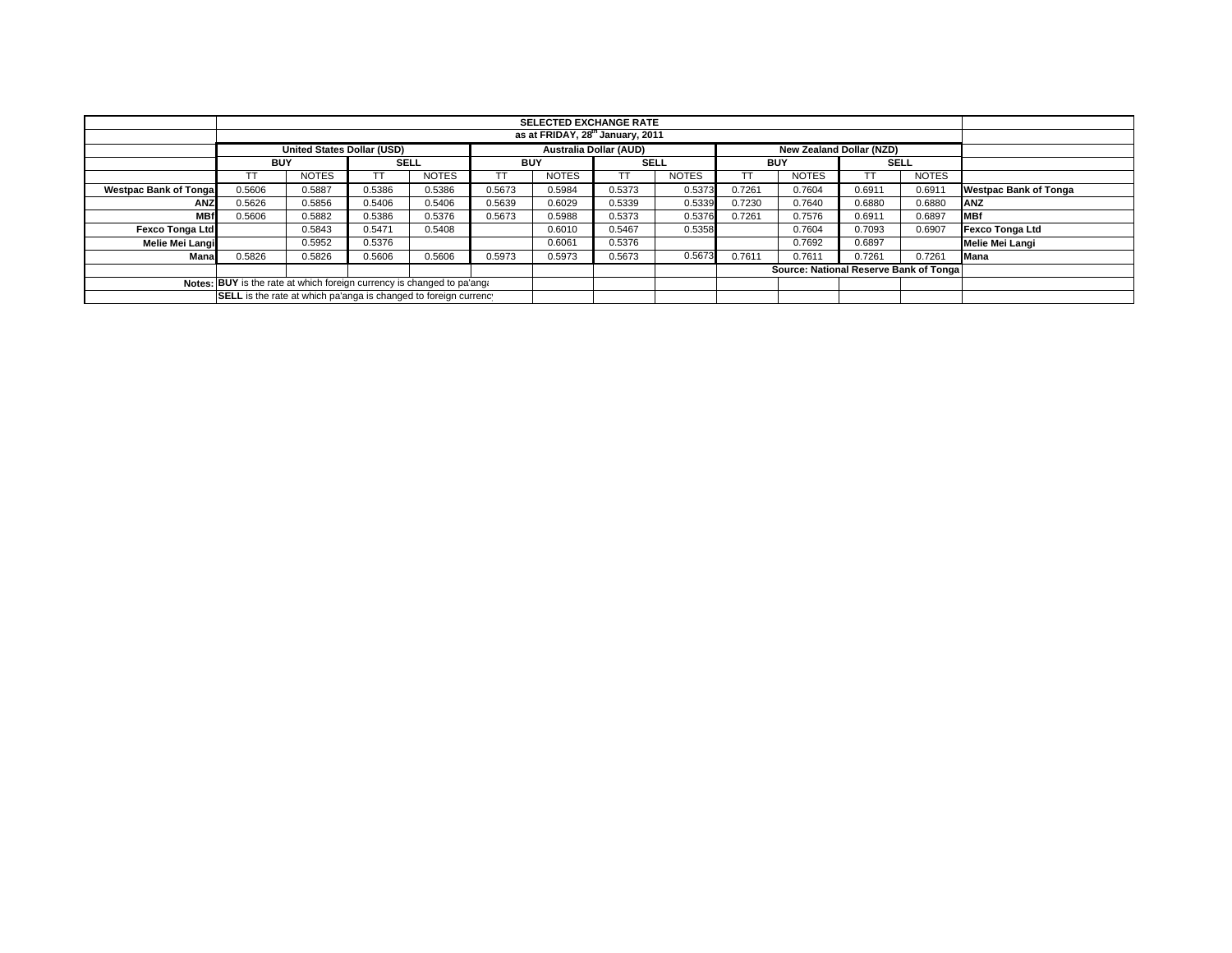| | SELECTED EXCHANGE RATE | | | | | | | | | | | | |
|---|---|---|---|---|---|---|---|---|---|---|---|---|---|
| | as at FRIDAY, 28th January, 2011 | | | | | | | | | | | | |
| | United States Dollar (USD) | | | | Australia Dollar (AUD) | | | | New Zealand Dollar (NZD) | | | | |
| | BUY | | SELL | | BUY | | SELL | | BUY | | SELL | | |
| | TT | NOTES | TT | NOTES | TT | NOTES | TT | NOTES | TT | NOTES | TT | NOTES | |
| **Westpac Bank of Tonga** | 0.5606 | 0.5887 | 0.5386 | 0.5386 | 0.5673 | 0.5984 | 0.5373 | 0.5373 | 0.7261 | 0.7604 | 0.6911 | 0.6911 | **Westpac Bank of Tonga** |
| **ANZ** | 0.5626 | 0.5856 | 0.5406 | 0.5406 | 0.5639 | 0.6029 | 0.5339 | 0.5339 | 0.7230 | 0.7640 | 0.6880 | 0.6880 | **ANZ** |
| **MBf** | 0.5606 | 0.5882 | 0.5386 | 0.5376 | 0.5673 | 0.5988 | 0.5373 | 0.5376 | 0.7261 | 0.7576 | 0.6911 | 0.6897 | **MBf** |
| **Fexco Tonga Ltd** | | 0.5843 | 0.5471 | 0.5408 | | 0.6010 | 0.5467 | 0.5358 | | 0.7604 | 0.7093 | 0.6907 | **Fexco Tonga Ltd** |
| **Melie Mei Langi** | | 0.5952 | 0.5376 | | | 0.6061 | 0.5376 | | | 0.7692 | 0.6897 | | **Melie Mei Langi** |
| **Mana** | 0.5826 | 0.5826 | 0.5606 | 0.5606 | 0.5973 | 0.5973 | 0.5673 | 0.5673 | 0.7611 | 0.7611 | 0.7261 | 0.7261 | **Mana** |
| | | | | | | | | | **Source: National Reserve Bank of Tonga** | | | | |
| **Notes:** | **BUY** is the rate at which foreign currency is changed to pa'anga | | | | | | | | | | | | |
| | **SELL** is the rate at which pa'anga is changed to foreign currency | | | | | | | | | | | | |